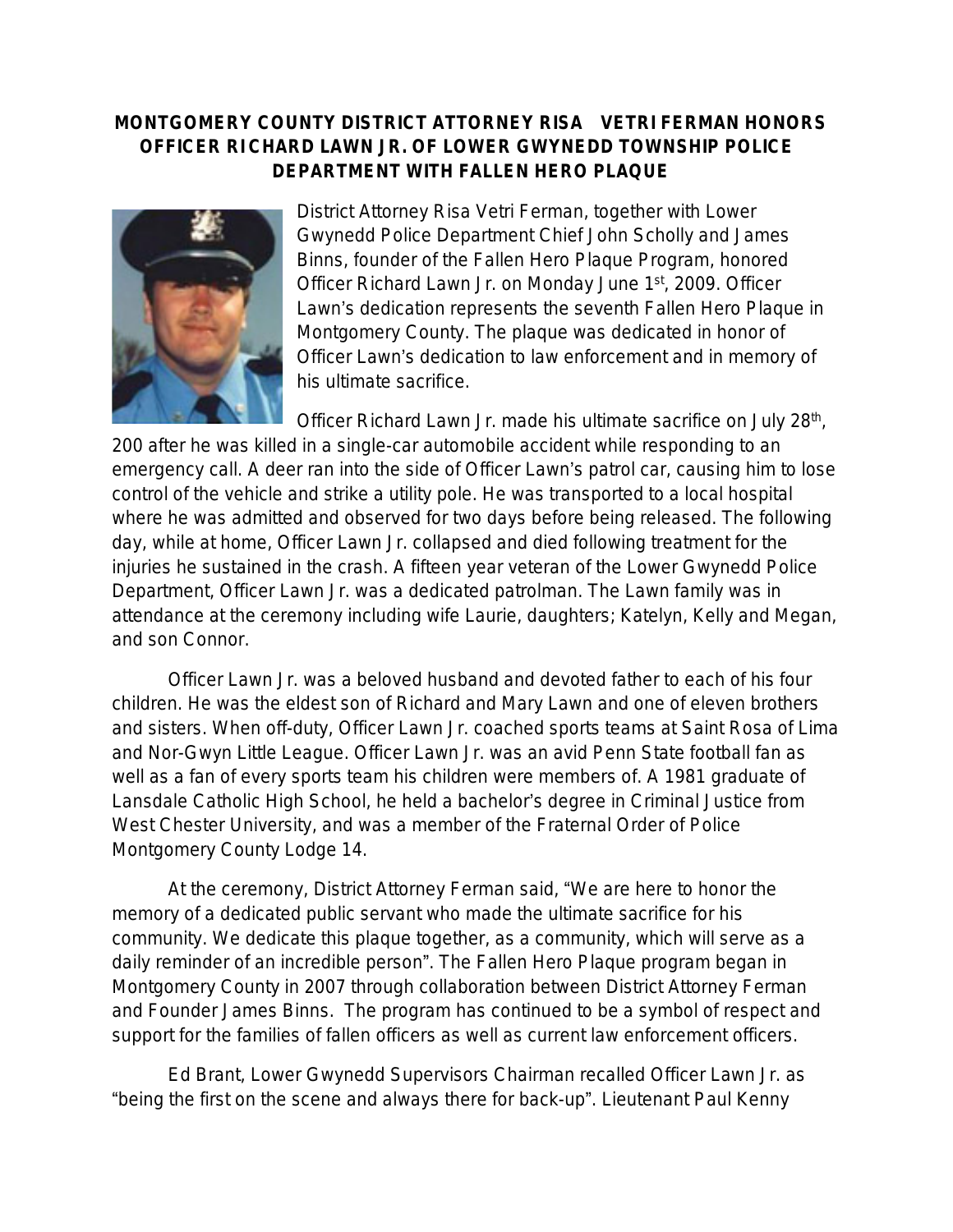# MONTGOMERY COUNTY DISTRICT ATTORNEY RISA VETRI FERMAN HONORS OFFICER RICHARD LAWN JR. OF LOWER GWYNEDD TOWNSHIP POLICE DEPARTMENT WITH FALLEN HERO PLAQUE

District Attorney Risa Vetri Ferman, together with Lower Gwynedd Police Department Chief John Scholly and James Binns, founder of the Fallen Hero Plaque Program, honored Officer Richard Lawn Jr. on Monday June 1st, 2009. Officer Lawn's dedication represents the seventh Fallen Hero Plaque in Montgomery County. The plaque was dedicated in honor of Officer Lawn's dedication to law enforcement and in memory of his ultimate sacrifice.

Officer Richard Lawn Jr. made his ultimate sacrifice on July 28th, 200 after he was killed in a single-car automobile accident while responding to an emergency call. A deer ran into the side of Officer Lawn's patrol car, causing him to lose control of the vehicle and strike a utility pole. He was transported to a local hospital where he was admitted and observed for two days before being released. The following day, while at home, Officer Lawn Jr. collapsed and died following treatment for the injuries he sustained in the crash. A fifteen year veteran of the Lower Gwynedd Police Department, Officer Lawn Jr. was a dedicated patrolman. The Lawn family was in attendance at the ceremony including wife Laurie, daughters; Katelyn, Kelly and Megan, and son Connor.

Officer Lawn Jr. was a beloved husband and devoted father to each of his four children. He was the eldest son of Richard and Mary Lawn and one of eleven brothers and sisters. When off-duty, Officer Lawn Jr. coached sports teams at Saint Rosa of Lima and Nor-Gwyn Little League. Officer Lawn Jr. was an avid Penn State football fan as well as a fan of every sports team his children were members of. A 1981 graduate of Lansdale Catholic High School, he held a bachelor's degree in Criminal Justice from West Chester University, and was a member of the Fraternal Order of Police Montgomery County Lodge 14.

At the ceremony, District Attorney Ferman said, "We are here to honor the memory of a dedicated public servant who made the ultimate sacrifice for his community. We dedicate this plaque together, as a community, which will serve as a daily reminder of an incredible person". The Fallen Hero Plaque program began in Montgomery County in 2007 through collaboration between District Attorney Ferman and Founder James Binns. The program has continued to be a symbol of respect and support for the families of fallen officers as well as current law enforcement officers.

Ed Brant, Lower Gwynedd Supervisors Chairman recalled Officer Lawn Jr. as "being the first on the scene and always there for back-up". Lieutenant Paul Kenny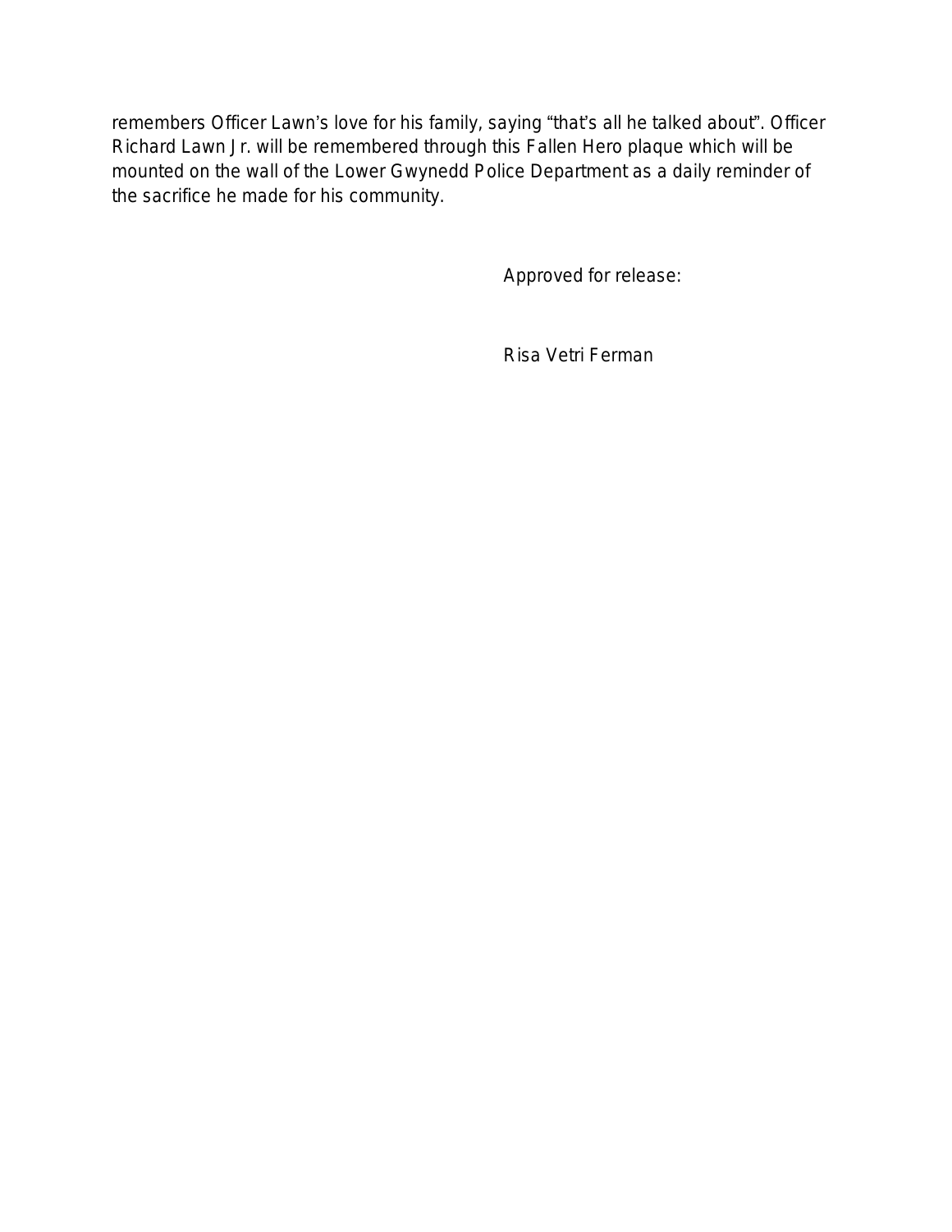remembers Officer Lawn's love for his family, saying "that's all he talked about". Officer Richard Lawn Jr. will be remembered through this Fallen Hero plaque which will be mounted on the wall of the Lower Gwynedd Police Department as a daily reminder of the sacrifice he made for his community.

Approved for release:

Risa Vetri Ferman